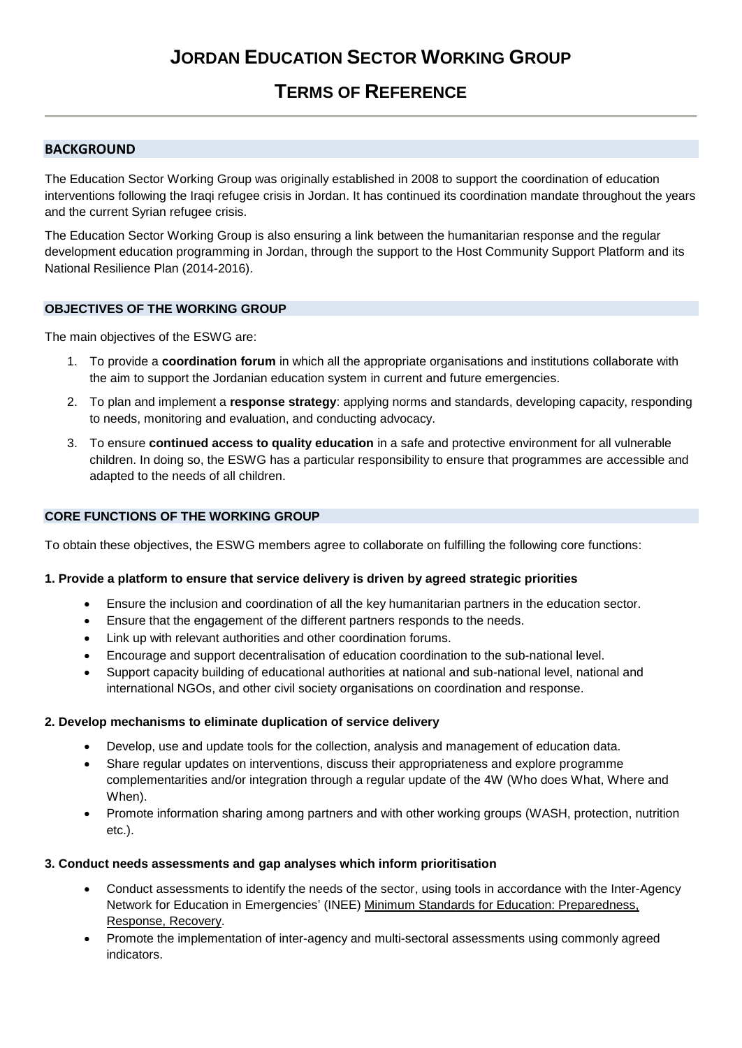# Jordan Education Sector Working Group

# Terms of Reference

## BACKGROUND

The Education Sector Working Group was originally established in 2008 to support the coordination of education interventions following the Iraqi refugee crisis in Jordan. It has continued its coordination mandate throughout the years and the current Syrian refugee crisis.

The Education Sector Working Group is also ensuring a link between the humanitarian response and the regular development education programming in Jordan, through the support to the Host Community Support Platform and its National Resilience Plan (2014-2016).

## OBJECTIVES OF THE WORKING GROUP

The main objectives of the ESWG are:

1. To provide a **coordination forum** in which all the appropriate organisations and institutions collaborate with the aim to support the Jordanian education system in current and future emergencies.
2. To plan and implement a **response strategy**: applying norms and standards, developing capacity, responding to needs, monitoring and evaluation, and conducting advocacy.
3. To ensure **continued access to quality education** in a safe and protective environment for all vulnerable children. In doing so, the ESWG has a particular responsibility to ensure that programmes are accessible and adapted to the needs of all children.

## CORE FUNCTIONS OF THE WORKING GROUP

To obtain these objectives, the ESWG members agree to collaborate on fulfilling the following core functions:

### 1. Provide a platform to ensure that service delivery is driven by agreed strategic priorities

- Ensure the inclusion and coordination of all the key humanitarian partners in the education sector.
- Ensure that the engagement of the different partners responds to the needs.
- Link up with relevant authorities and other coordination forums.
- Encourage and support decentralisation of education coordination to the sub-national level.
- Support capacity building of educational authorities at national and sub-national level, national and international NGOs, and other civil society organisations on coordination and response.

### 2. Develop mechanisms to eliminate duplication of service delivery

- Develop, use and update tools for the collection, analysis and management of education data.
- Share regular updates on interventions, discuss their appropriateness and explore programme complementarities and/or integration through a regular update of the 4W (Who does What, Where and When).
- Promote information sharing among partners and with other working groups (WASH, protection, nutrition etc.).

### 3. Conduct needs assessments and gap analyses which inform prioritisation

- Conduct assessments to identify the needs of the sector, using tools in accordance with the Inter-Agency Network for Education in Emergencies' (INEE) Minimum Standards for Education: Preparedness, Response, Recovery.
- Promote the implementation of inter-agency and multi-sectoral assessments using commonly agreed indicators.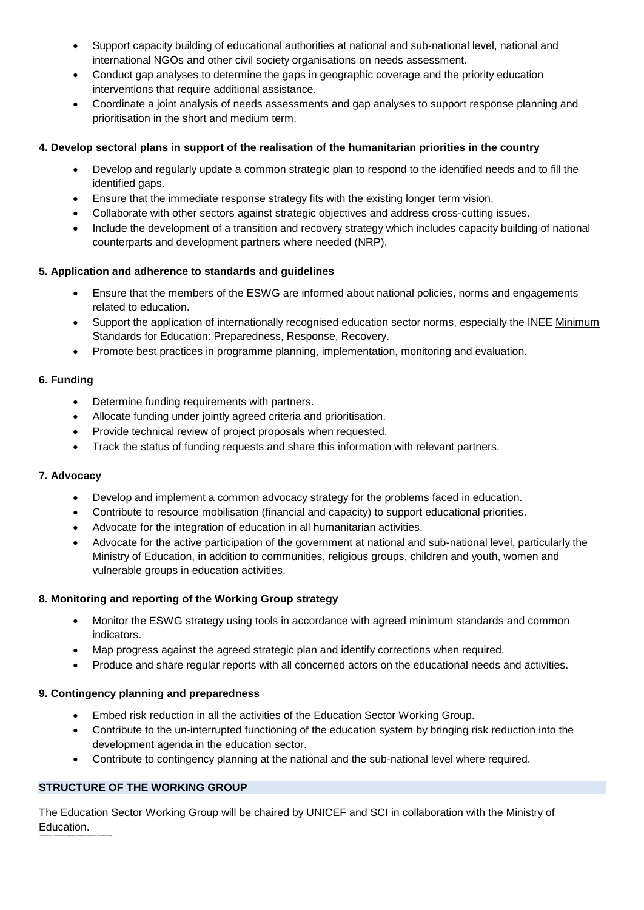- Support capacity building of educational authorities at national and sub-national level, national and international NGOs and other civil society organisations on needs assessment.
- Conduct gap analyses to determine the gaps in geographic coverage and the priority education interventions that require additional assistance.
- Coordinate a joint analysis of needs assessments and gap analyses to support response planning and prioritisation in the short and medium term.

**4. Develop sectoral plans in support of the realisation of the humanitarian priorities in the country**

- Develop and regularly update a common strategic plan to respond to the identified needs and to fill the identified gaps.
- Ensure that the immediate response strategy fits with the existing longer term vision.
- Collaborate with other sectors against strategic objectives and address cross-cutting issues.
- Include the development of a transition and recovery strategy which includes capacity building of national counterparts and development partners where needed (NRP).

**5. Application and adherence to standards and guidelines**

- Ensure that the members of the ESWG are informed about national policies, norms and engagements related to education.
- Support the application of internationally recognised education sector norms, especially the INEE Minimum Standards for Education: Preparedness, Response, Recovery.
- Promote best practices in programme planning, implementation, monitoring and evaluation.

**6. Funding**

- Determine funding requirements with partners.
- Allocate funding under jointly agreed criteria and prioritisation.
- Provide technical review of project proposals when requested.
- Track the status of funding requests and share this information with relevant partners.

**7. Advocacy**

- Develop and implement a common advocacy strategy for the problems faced in education.
- Contribute to resource mobilisation (financial and capacity) to support educational priorities.
- Advocate for the integration of education in all humanitarian activities.
- Advocate for the active participation of the government at national and sub-national level, particularly the Ministry of Education, in addition to communities, religious groups, children and youth, women and vulnerable groups in education activities.

**8. Monitoring and reporting of the Working Group strategy**

- Monitor the ESWG strategy using tools in accordance with agreed minimum standards and common indicators.
- Map progress against the agreed strategic plan and identify corrections when required.
- Produce and share regular reports with all concerned actors on the educational needs and activities.

**9. Contingency planning and preparedness**

- Embed risk reduction in all the activities of the Education Sector Working Group.
- Contribute to the un-interrupted functioning of the education system by bringing risk reduction into the development agenda in the education sector.
- Contribute to contingency planning at the national and the sub-national level where required.

## STRUCTURE OF THE WORKING GROUP

The Education Sector Working Group will be chaired by UNICEF and SCI in collaboration with the Ministry of Education.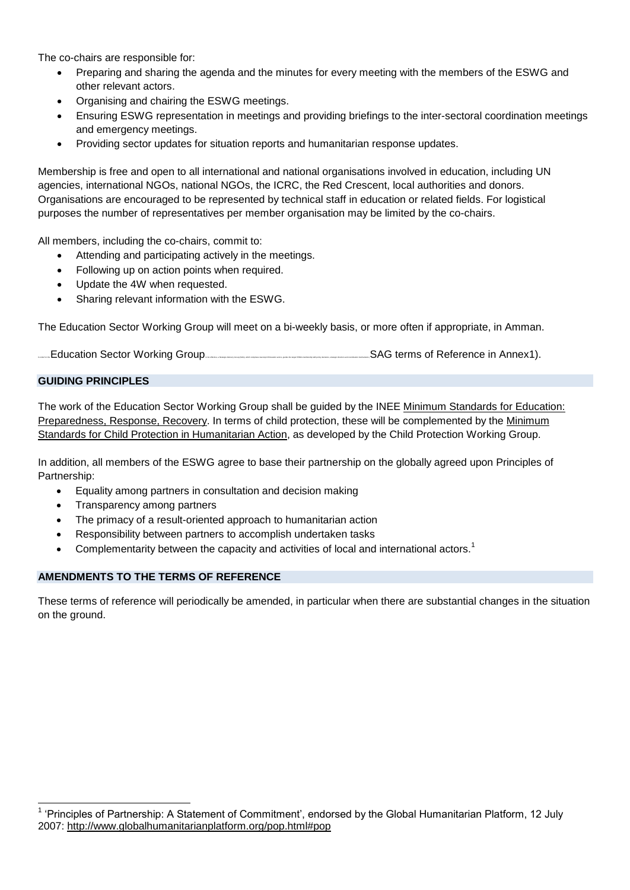The co-chairs are responsible for:

- Preparing and sharing the agenda and the minutes for every meeting with the members of the ESWG and other relevant actors.
- Organising and chairing the ESWG meetings.
- Ensuring ESWG representation in meetings and providing briefings to the inter-sectoral coordination meetings and emergency meetings.
- Providing sector updates for situation reports and humanitarian response updates.

Membership is free and open to all international and national organisations involved in education, including UN agencies, international NGOs, national NGOs, the ICRC, the Red Crescent, local authorities and donors. Organisations are encouraged to be represented by technical staff in education or related fields. For logistical purposes the number of representatives per member organisation may be limited by the co-chairs.

All members, including the co-chairs, commit to:

- Attending and participating actively in the meetings.
- Following up on action points when required.
- Update the 4W when requested.
- Sharing relevant information with the ESWG.

The Education Sector Working Group will meet on a bi-weekly basis, or more often if appropriate, in Amman.

Education Sector Working Group SAG terms of Reference in Annex1).

## GUIDING PRINCIPLES

The work of the Education Sector Working Group shall be guided by the INEE Minimum Standards for Education: Preparedness, Response, Recovery. In terms of child protection, these will be complemented by the Minimum Standards for Child Protection in Humanitarian Action, as developed by the Child Protection Working Group.

In addition, all members of the ESWG agree to base their partnership on the globally agreed upon Principles of Partnership:

- Equality among partners in consultation and decision making
- Transparency among partners
- The primacy of a result-oriented approach to humanitarian action
- Responsibility between partners to accomplish undertaken tasks
- Complementarity between the capacity and activities of local and international actors.[1]

## AMENDMENTS TO THE TERMS OF REFERENCE

These terms of reference will periodically be amended, in particular when there are substantial changes in the situation on the ground.

---

[1] 'Principles of Partnership: A Statement of Commitment', endorsed by the Global Humanitarian Platform, 12 July 2007: http://www.globalhumanitarianplatform.org/pop.html#pop